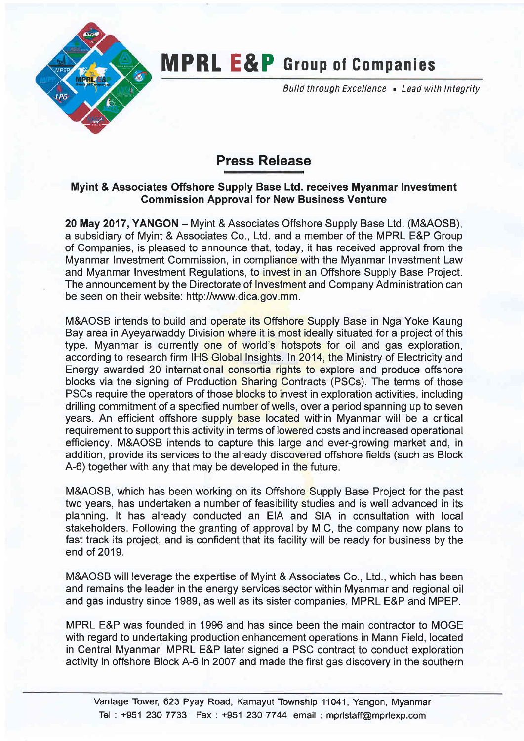# MPRL E&P Group of Companies

*Build through Excellence ▪ Lead with Integrity*

## Press Release

### Myint & Associates Offshore Supply Base Ltd. receives Myanmar Investment Commission Approval for New Business Venture

**20 May 2017, YANGON** – Myint & Associates Offshore Supply Base Ltd. (M&AOSB), a subsidiary of Myint & Associates Co., Ltd. and a member of the MPRL E&P Group of Companies, is pleased to announce that, today, it has received approval from the Myanmar Investment Commission, in compliance with the Myanmar Investment Law and Myanmar Investment Regulations, to invest in an Offshore Supply Base Project. The announcement by the Directorate of Investment and Company Administration can be seen on their website: http://www.dica.gov.mm.

M&AOSB intends to build and operate its Offshore Supply Base in Nga Yoke Kaung Bay area in Ayeyarwaddy Division where it is most ideally situated for a project of this type. Myanmar is currently one of world's hotspots for oil and gas exploration, according to research firm IHS Global Insights. In 2014, the Ministry of Electricity and Energy awarded 20 international consortia rights to explore and produce offshore blocks via the signing of Production Sharing Contracts (PSCs). The terms of those PSCs require the operators of those blocks to invest in exploration activities, including drilling commitment of a specified number of wells, over a period spanning up to seven years. An efficient offshore supply base located within Myanmar will be a critical requirement to support this activity in terms of lowered costs and increased operational efficiency. M&AOSB intends to capture this large and ever-growing market and, in addition, provide its services to the already discovered offshore fields (such as Block A-6) together with any that may be developed in the future.

M&AOSB, which has been working on its Offshore Supply Base Project for the past two years, has undertaken a number of feasibility studies and is well advanced in its planning. It has already conducted an EIA and SIA in consultation with local stakeholders. Following the granting of approval by MIC, the company now plans to fast track its project, and is confident that its facility will be ready for business by the end of 2019.

M&AOSB will leverage the expertise of Myint & Associates Co., Ltd., which has been and remains the leader in the energy services sector within Myanmar and regional oil and gas industry since 1989, as well as its sister companies, MPRL E&P and MPEP.

MPRL E&P was founded in 1996 and has since been the main contractor to MOGE with regard to undertaking production enhancement operations in Mann Field, located in Central Myanmar. MPRL E&P later signed a PSC contract to conduct exploration activity in offshore Block A-6 in 2007 and made the first gas discovery in the southern

Vantage Tower, 623 Pyay Road, Kamayut Township 11041, Yangon, Myanmar
Tel : +951 230 7733 Fax : +951 230 7744 email : mprlstaff@mprlexp.com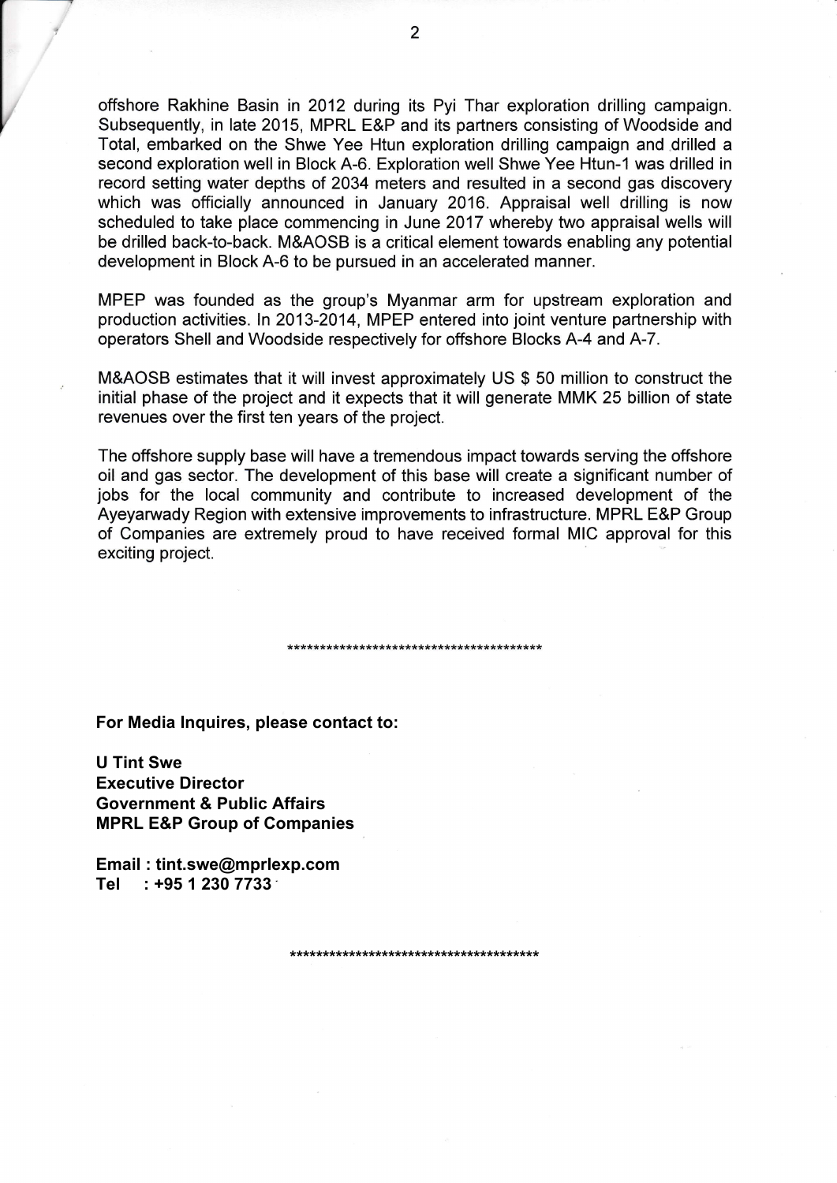offshore Rakhine Basin in 2012 during its Pyi Thar exploration drilling campaign. Subsequently, in late 2015, MPRL E&P and its partners consisting of Woodside and Total, embarked on the Shwe Yee Htun exploration drilling campaign and drilled a second exploration well in Block A-6. Exploration well Shwe Yee Htun-1 was drilled in record setting water depths of 2034 meters and resulted in a second gas discovery which was officially announced in January 2016. Appraisal well drilling is now scheduled to take place commencing in June 2017 whereby two appraisal wells will be drilled back-to-back. M&AOSB is a critical element towards enabling any potential development in Block A-6 to be pursued in an accelerated manner.

MPEP was founded as the group's Myanmar arm for upstream exploration and production activities. In 2013-2014, MPEP entered into joint venture partnership with operators Shell and Woodside respectively for offshore Blocks A-4 and A-7.

M&AOSB estimates that it will invest approximately US $ 50 million to construct the initial phase of the project and it expects that it will generate MMK 25 billion of state revenues over the first ten years of the project.

The offshore supply base will have a tremendous impact towards serving the offshore oil and gas sector. The development of this base will create a significant number of jobs for the local community and contribute to increased development of the Ayeyarwady Region with extensive improvements to infrastructure. MPRL E&P Group of Companies are extremely proud to have received formal MIC approval for this exciting project.

****************************************

**For Media Inquires, please contact to:**

**U Tint Swe**
**Executive Director**
**Government & Public Affairs**
**MPRL E&P Group of Companies**

**Email : tint.swe@mprlexp.com**
**Tel : +95 1 230 7733**

****************************************